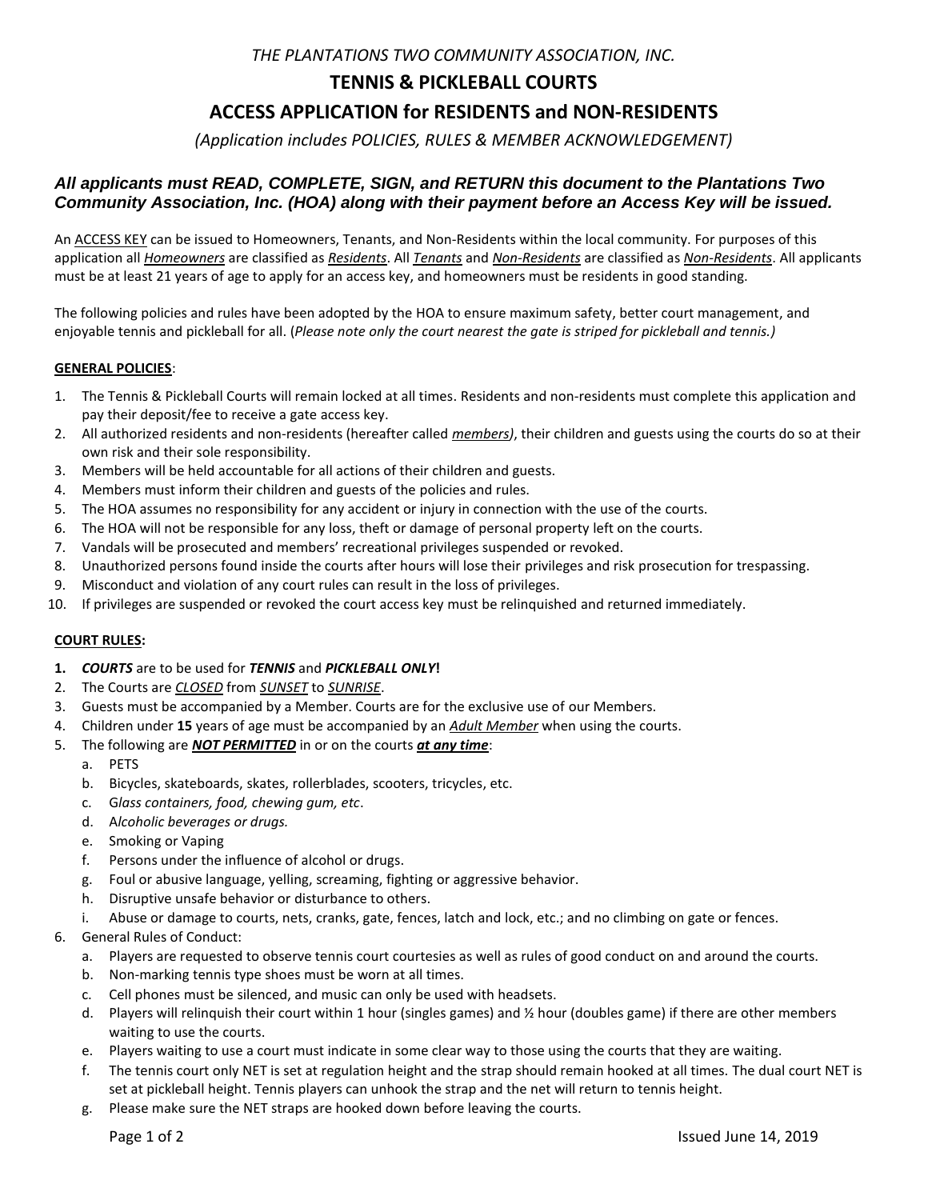*THE PLANTATIONS TWO COMMUNITY ASSOCIATION, INC.*

# TENNIS & PICKLEBALL COURTS

# ACCESS APPLICATION for RESIDENTS and NON-RESIDENTS

*(Application includes POLICIES, RULES & MEMBER ACKNOWLEDGEMENT)*

***All applicants must READ, COMPLETE, SIGN, and RETURN this document to the Plantations Two Community Association, Inc. (HOA) along with their payment before an Access Key will be issued.***

An ACCESS KEY can be issued to Homeowners, Tenants, and Non-Residents within the local community. For purposes of this application all ***Homeowners*** are classified as *Residents*. All ***Tenants*** and ***Non-Residents*** are classified as *Non-Residents*. All applicants must be at least 21 years of age to apply for an access key, and homeowners must be residents in good standing.

The following policies and rules have been adopted by the HOA to ensure maximum safety, better court management, and enjoyable tennis and pickleball for all. (*Please note only the court nearest the gate is striped for pickleball and tennis.)*

**GENERAL POLICIES**:

1. The Tennis & Pickleball Courts will remain locked at all times. Residents and non-residents must complete this application and pay their deposit/fee to receive a gate access key.
2. All authorized residents and non-residents (hereafter called ***members)***, their children and guests using the courts do so at their own risk and their sole responsibility.
3. Members will be held accountable for all actions of their children and guests.
4. Members must inform their children and guests of the policies and rules.
5. The HOA assumes no responsibility for any accident or injury in connection with the use of the courts.
6. The HOA will not be responsible for any loss, theft or damage of personal property left on the courts.
7. Vandals will be prosecuted and members' recreational privileges suspended or revoked.
8. Unauthorized persons found inside the courts after hours will lose their privileges and risk prosecution for trespassing.
9. Misconduct and violation of any court rules can result in the loss of privileges.
10. If privileges are suspended or revoked the court access key must be relinquished and returned immediately.

**COURT RULES:**

1. ***COURTS*** are to be used for ***TENNIS*** and ***PICKLEBALL ONLY*!**
2. The Courts are ***CLOSED*** from ***SUNSET*** to ***SUNRISE***.
3. Guests must be accompanied by a Member. Courts are for the exclusive use of our Members.
4. Children under **15** years of age must be accompanied by an ***Adult Member*** when using the courts.
5. The following are ***NOT PERMITTED*** in or on the courts ***at any time***:
   a. PETS
   b. Bicycles, skateboards, skates, rollerblades, scooters, tricycles, etc.
   c. G*lass containers, food, chewing gum, etc*.
   d. A*lcoholic beverages or drugs.*
   e. Smoking or Vaping
   f. Persons under the influence of alcohol or drugs.
   g. Foul or abusive language, yelling, screaming, fighting or aggressive behavior.
   h. Disruptive unsafe behavior or disturbance to others.
   i. Abuse or damage to courts, nets, cranks, gate, fences, latch and lock, etc.; and no climbing on gate or fences.
6. General Rules of Conduct:
   a. Players are requested to observe tennis court courtesies as well as rules of good conduct on and around the courts.
   b. Non-marking tennis type shoes must be worn at all times.
   c. Cell phones must be silenced, and music can only be used with headsets.
   d. Players will relinquish their court within 1 hour (singles games) and ½ hour (doubles game) if there are other members waiting to use the courts.
   e. Players waiting to use a court must indicate in some clear way to those using the courts that they are waiting.
   f. The tennis court only NET is set at regulation height and the strap should remain hooked at all times. The dual court NET is set at pickleball height. Tennis players can unhook the strap and the net will return to tennis height.
   g. Please make sure the NET straps are hooked down before leaving the courts.

Issued June 14, 2019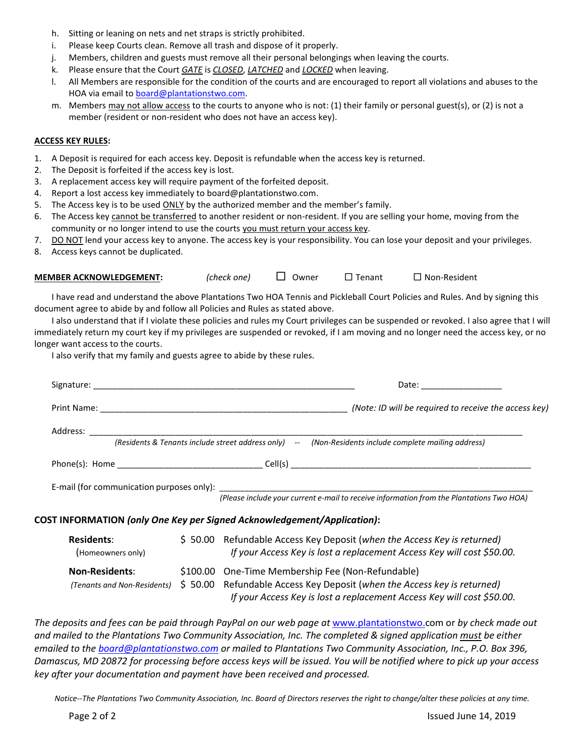h. Sitting or leaning on nets and net straps is strictly prohibited.
i. Please keep Courts clean. Remove all trash and dispose of it properly.
j. Members, children and guests must remove all their personal belongings when leaving the courts.
k. Please ensure that the Court *GATE* is *CLOSED*, *LATCHED* and *LOCKED* when leaving.
l. All Members are responsible for the condition of the courts and are encouraged to report all violations and abuses to the HOA via email to board@plantationstwo.com.
m. Members may not allow access to the courts to anyone who is not: (1) their family or personal guest(s), or (2) is not a member (resident or non-resident who does not have an access key).

**ACCESS KEY RULES:**

1. A Deposit is required for each access key. Deposit is refundable when the access key is returned.
2. The Deposit is forfeited if the access key is lost.
3. A replacement access key will require payment of the forfeited deposit.
4. Report a lost access key immediately to board@plantationstwo.com.
5. The Access key is to be used ONLY by the authorized member and the member's family.
6. The Access key cannot be transferred to another resident or non-resident. If you are selling your home, moving from the community or no longer intend to use the courts you must return your access key.
7. DO NOT lend your access key to anyone. The access key is your responsibility. You can lose your deposit and your privileges.
8. Access keys cannot be duplicated.

**MEMBER ACKNOWLEDGEMENT:** *(check one)* ☐ Owner ☐ Tenant ☐ Non-Resident

I have read and understand the above Plantations Two HOA Tennis and Pickleball Court Policies and Rules. And by signing this document agree to abide by and follow all Policies and Rules as stated above.

I also understand that if I violate these policies and rules my Court privileges can be suspended or revoked. I also agree that I will immediately return my court key if my privileges are suspended or revoked, if I am moving and no longer need the access key, or no longer want access to the courts.

I also verify that my family and guests agree to abide by these rules.

Signature: ____________________________________________ Date: ________________

Print Name: ____________________________________________ *(Note: ID will be required to receive the access key)*

Address: ________________________________________________________________________
*(Residents & Tenants include street address only) -- (Non-Residents include complete mailing address)*

Phone(s): Home ___________________________ Cell(s) ___________________________________

E-mail (for communication purposes only): ____________________________________________
*(Please include your current e-mail to receive information from the Plantations Two HOA)*

**COST INFORMATION *(only One Key per Signed Acknowledgement/Application)*:**

| | | |
|---|---|---|
| **Residents:** (Homeowners only) | $ 50.00 | Refundable Access Key Deposit (*when the Access Key is returned)* *If your Access Key is lost a replacement Access Key will cost $50.00.* |
| **Non-Residents:** *(Tenants and Non-Residents)* | $100.00 | One-Time Membership Fee (Non-Refundable) |
| | $ 50.00 | Refundable Access Key Deposit (*when the Access key is returned)* *If your Access Key is lost a replacement Access Key will cost $50.00.* |

*The deposits and fees can be paid through PayPal on our web page at* www.plantationstwo.com *or by check made out and mailed to the Plantations Two Community Association, Inc. The completed & signed application must be either emailed to the board@plantationstwo.com or mailed to Plantations Two Community Association, Inc., P.O. Box 396, Damascus, MD 20872 for processing before access keys will be issued. You will be notified where to pick up your access key after your documentation and payment have been received and processed.*

*Notice--The Plantations Two Community Association, Inc. Board of Directors reserves the right to change/alter these policies at any time.*

Issued June 14, 2019